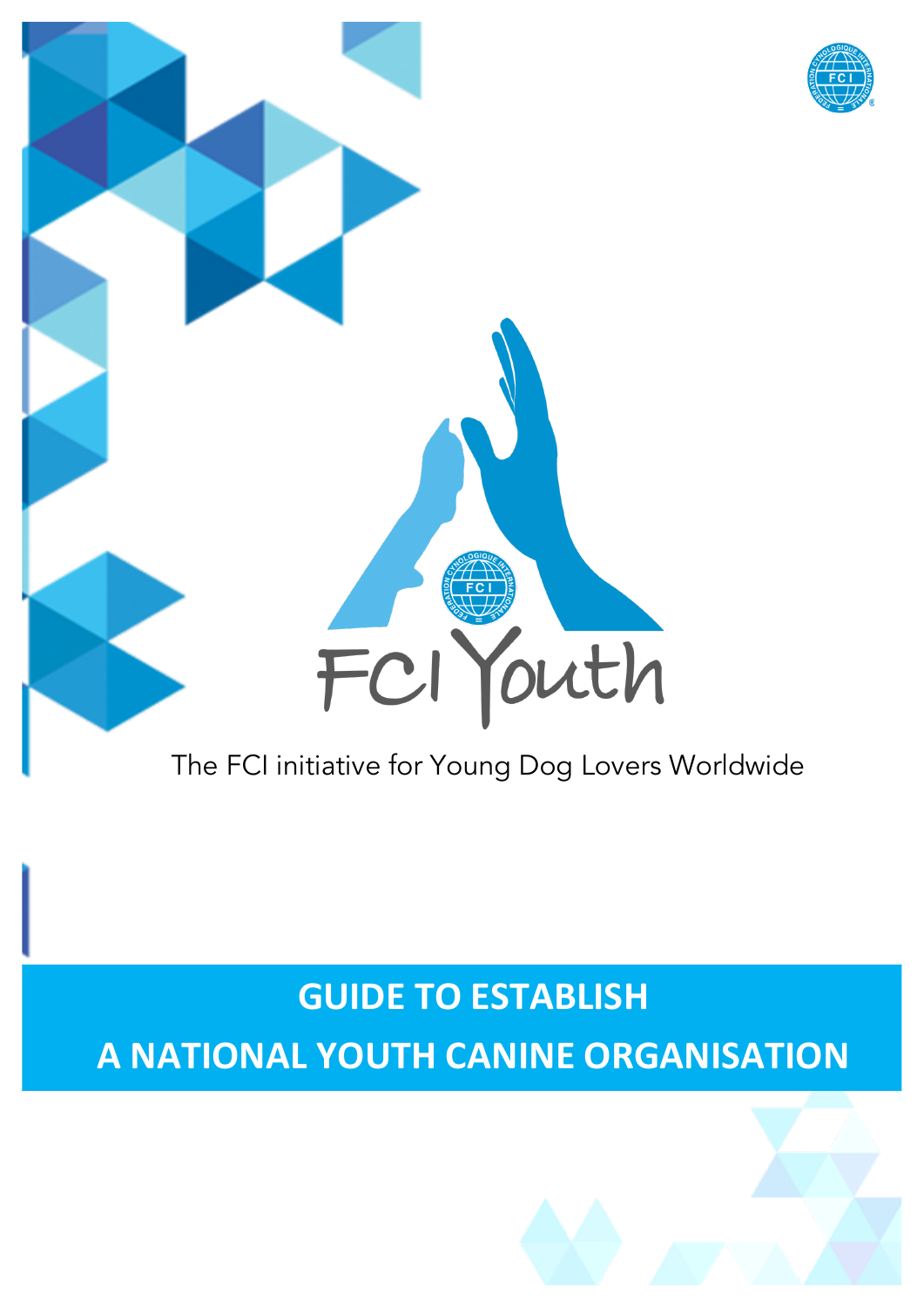FCI Youth

The FCI initiative for Young Dog Lovers Worldwide

# GUIDE TO ESTABLISH A NATIONAL YOUTH CANINE ORGANISATION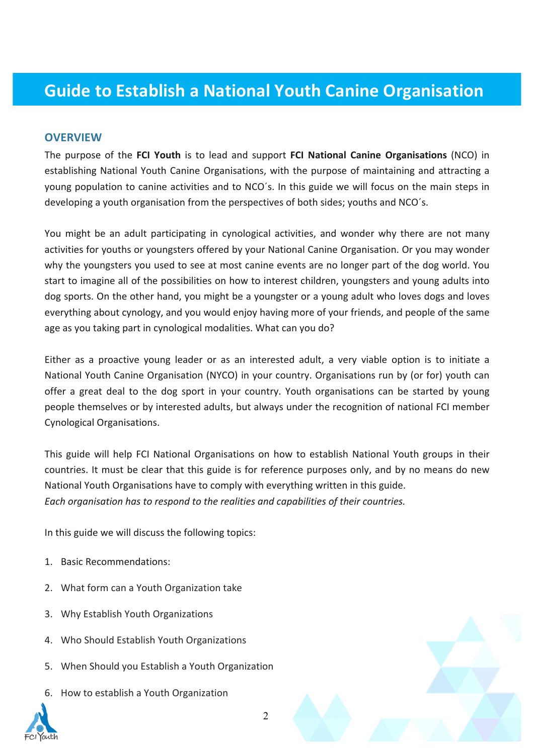# Guide to Establish a National Youth Canine Organisation

## OVERVIEW

The purpose of the **FCI Youth** is to lead and support **FCI National Canine Organisations** (NCO) in establishing National Youth Canine Organisations, with the purpose of maintaining and attracting a young population to canine activities and to NCO´s. In this guide we will focus on the main steps in developing a youth organisation from the perspectives of both sides; youths and NCO´s.

You might be an adult participating in cynological activities, and wonder why there are not many activities for youths or youngsters offered by your National Canine Organisation. Or you may wonder why the youngsters you used to see at most canine events are no longer part of the dog world. You start to imagine all of the possibilities on how to interest children, youngsters and young adults into dog sports. On the other hand, you might be a youngster or a young adult who loves dogs and loves everything about cynology, and you would enjoy having more of your friends, and people of the same age as you taking part in cynological modalities. What can you do?

Either as a proactive young leader or as an interested adult, a very viable option is to initiate a National Youth Canine Organisation (NYCO) in your country. Organisations run by (or for) youth can offer a great deal to the dog sport in your country. Youth organisations can be started by young people themselves or by interested adults, but always under the recognition of national FCI member Cynological Organisations.

This guide will help FCI National Organisations on how to establish National Youth groups in their countries. It must be clear that this guide is for reference purposes only, and by no means do new National Youth Organisations have to comply with everything written in this guide.
*Each organisation has to respond to the realities and capabilities of their countries.*

In this guide we will discuss the following topics:

1. Basic Recommendations:
2. What form can a Youth Organization take
3. Why Establish Youth Organizations
4. Who Should Establish Youth Organizations
5. When Should you Establish a Youth Organization
6. How to establish a Youth Organization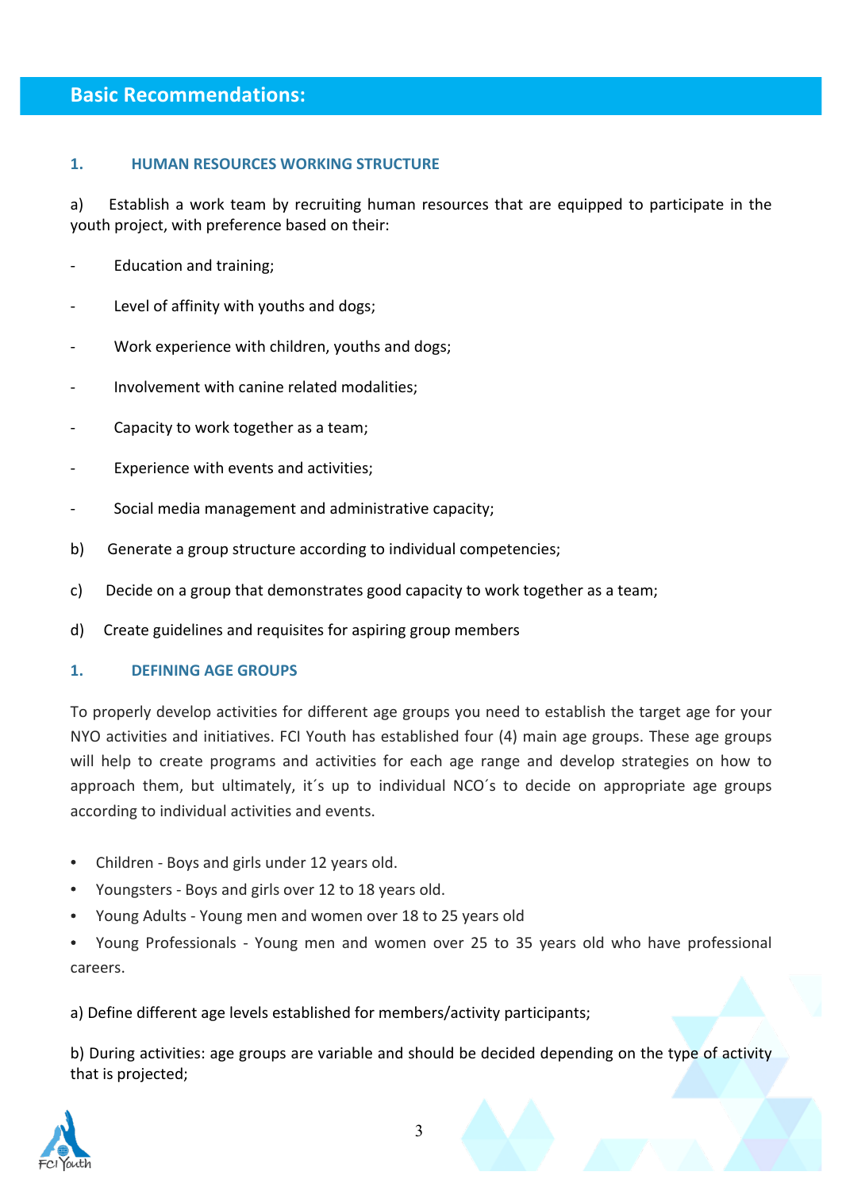## Basic Recommendations:

### 1. HUMAN RESOURCES WORKING STRUCTURE

a) Establish a work team by recruiting human resources that are equipped to participate in the youth project, with preference based on their:

- Education and training;
- Level of affinity with youths and dogs;
- Work experience with children, youths and dogs;
- Involvement with canine related modalities;
- Capacity to work together as a team;
- Experience with events and activities;
- Social media management and administrative capacity;

b) Generate a group structure according to individual competencies;

c) Decide on a group that demonstrates good capacity to work together as a team;

d) Create guidelines and requisites for aspiring group members

### 1. DEFINING AGE GROUPS

To properly develop activities for different age groups you need to establish the target age for your NYO activities and initiatives. FCI Youth has established four (4) main age groups. These age groups will help to create programs and activities for each age range and develop strategies on how to approach them, but ultimately, it´s up to individual NCO´s to decide on appropriate age groups according to individual activities and events.

- Children - Boys and girls under 12 years old.
- Youngsters - Boys and girls over 12 to 18 years old.
- Young Adults - Young men and women over 18 to 25 years old
- Young Professionals - Young men and women over 25 to 35 years old who have professional careers.

a) Define different age levels established for members/activity participants;

b) During activities: age groups are variable and should be decided depending on the type of activity that is projected;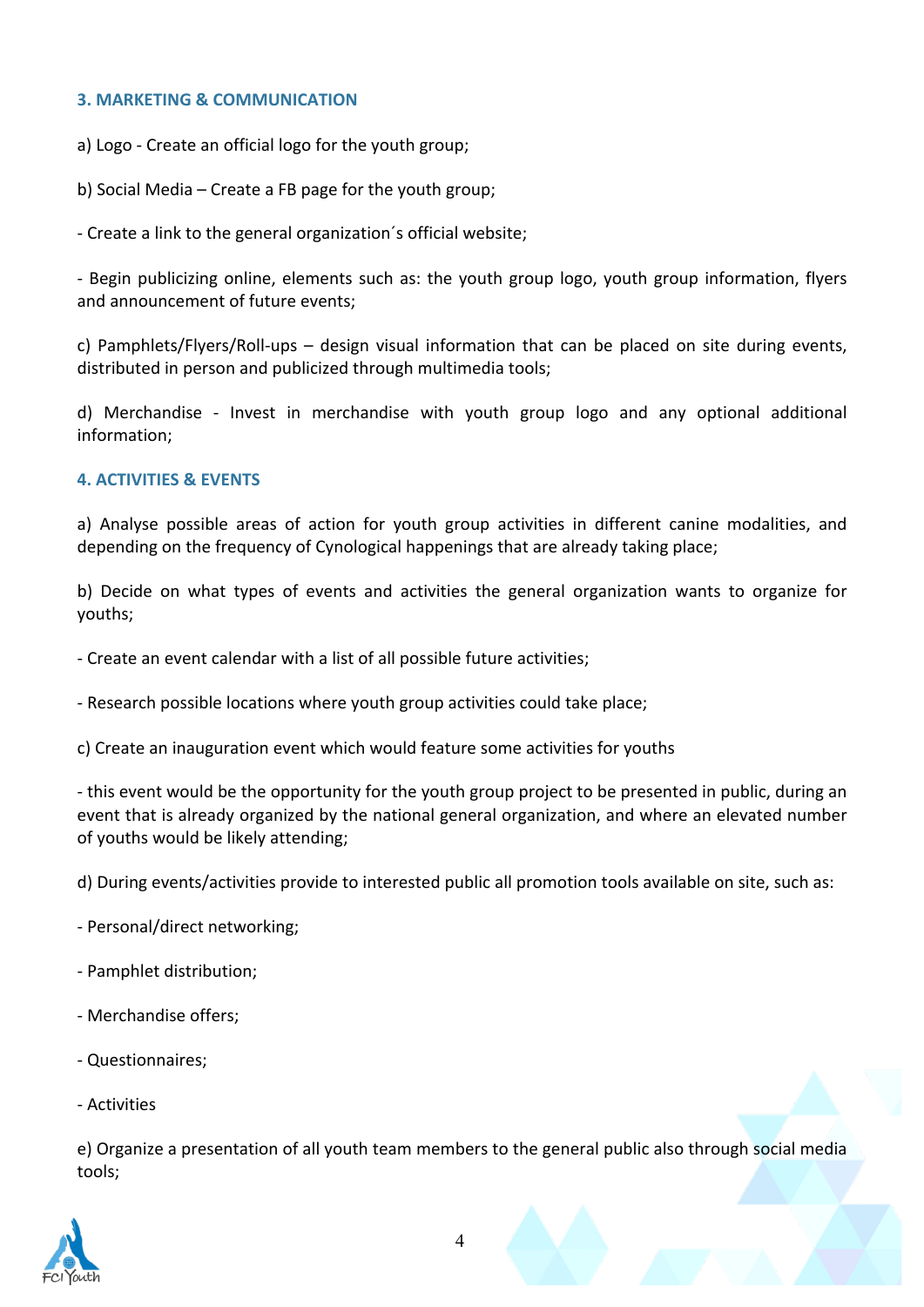## 3. MARKETING & COMMUNICATION

a) Logo - Create an official logo for the youth group;

b) Social Media – Create a FB page for the youth group;

- Create a link to the general organization´s official website;

- Begin publicizing online, elements such as: the youth group logo, youth group information, flyers and announcement of future events;

c) Pamphlets/Flyers/Roll-ups – design visual information that can be placed on site during events, distributed in person and publicized through multimedia tools;

d) Merchandise - Invest in merchandise with youth group logo and any optional additional information;

## 4. ACTIVITIES & EVENTS

a) Analyse possible areas of action for youth group activities in different canine modalities, and depending on the frequency of Cynological happenings that are already taking place;

b) Decide on what types of events and activities the general organization wants to organize for youths;

- Create an event calendar with a list of all possible future activities;

- Research possible locations where youth group activities could take place;

c) Create an inauguration event which would feature some activities for youths

- this event would be the opportunity for the youth group project to be presented in public, during an event that is already organized by the national general organization, and where an elevated number of youths would be likely attending;

d) During events/activities provide to interested public all promotion tools available on site, such as:

- Personal/direct networking;

- Pamphlet distribution;

- Merchandise offers;

- Questionnaires;

- Activities

e) Organize a presentation of all youth team members to the general public also through social media tools;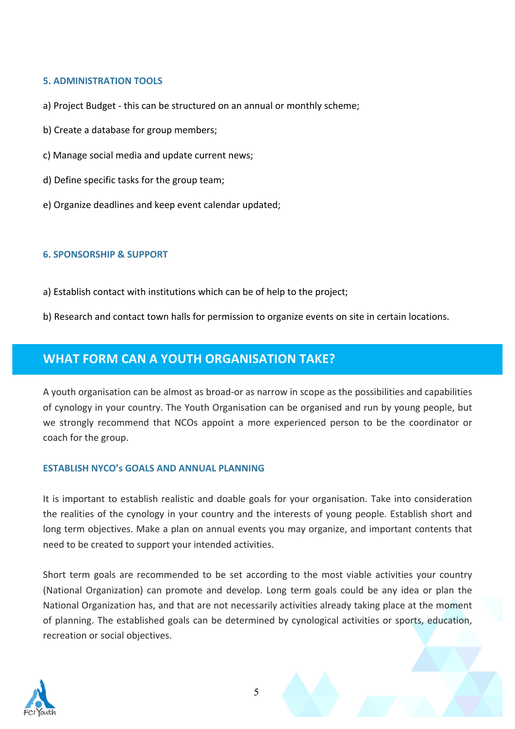### 5. ADMINISTRATION TOOLS

a) Project Budget - this can be structured on an annual or monthly scheme;

b) Create a database for group members;

c) Manage social media and update current news;

d) Define specific tasks for the group team;

e) Organize deadlines and keep event calendar updated;

### 6. SPONSORSHIP & SUPPORT

a) Establish contact with institutions which can be of help to the project;

b) Research and contact town halls for permission to organize events on site in certain locations.

## WHAT FORM CAN A YOUTH ORGANISATION TAKE?

A youth organisation can be almost as broad-or as narrow in scope as the possibilities and capabilities of cynology in your country. The Youth Organisation can be organised and run by young people, but we strongly recommend that NCOs appoint a more experienced person to be the coordinator or coach for the group.

### ESTABLISH NYCO's GOALS AND ANNUAL PLANNING

It is important to establish realistic and doable goals for your organisation. Take into consideration the realities of the cynology in your country and the interests of young people. Establish short and long term objectives. Make a plan on annual events you may organize, and important contents that need to be created to support your intended activities.

Short term goals are recommended to be set according to the most viable activities your country (National Organization) can promote and develop. Long term goals could be any idea or plan the National Organization has, and that are not necessarily activities already taking place at the moment of planning. The established goals can be determined by cynological activities or sports, education, recreation or social objectives.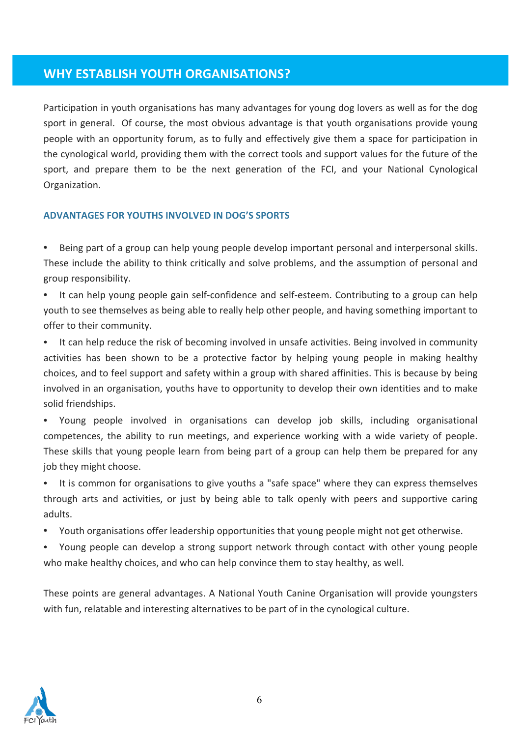## WHY ESTABLISH YOUTH ORGANISATIONS?

Participation in youth organisations has many advantages for young dog lovers as well as for the dog sport in general. Of course, the most obvious advantage is that youth organisations provide young people with an opportunity forum, as to fully and effectively give them a space for participation in the cynological world, providing them with the correct tools and support values for the future of the sport, and prepare them to be the next generation of the FCI, and your National Cynological Organization.

### ADVANTAGES FOR YOUTHS INVOLVED IN DOG'S SPORTS

- Being part of a group can help young people develop important personal and interpersonal skills. These include the ability to think critically and solve problems, and the assumption of personal and group responsibility.
- It can help young people gain self-confidence and self-esteem. Contributing to a group can help youth to see themselves as being able to really help other people, and having something important to offer to their community.
- It can help reduce the risk of becoming involved in unsafe activities. Being involved in community activities has been shown to be a protective factor by helping young people in making healthy choices, and to feel support and safety within a group with shared affinities. This is because by being involved in an organisation, youths have to opportunity to develop their own identities and to make solid friendships.
- Young people involved in organisations can develop job skills, including organisational competences, the ability to run meetings, and experience working with a wide variety of people. These skills that young people learn from being part of a group can help them be prepared for any job they might choose.
- It is common for organisations to give youths a "safe space" where they can express themselves through arts and activities, or just by being able to talk openly with peers and supportive caring adults.
- Youth organisations offer leadership opportunities that young people might not get otherwise.
- Young people can develop a strong support network through contact with other young people who make healthy choices, and who can help convince them to stay healthy, as well.

These points are general advantages. A National Youth Canine Organisation will provide youngsters with fun, relatable and interesting alternatives to be part of in the cynological culture.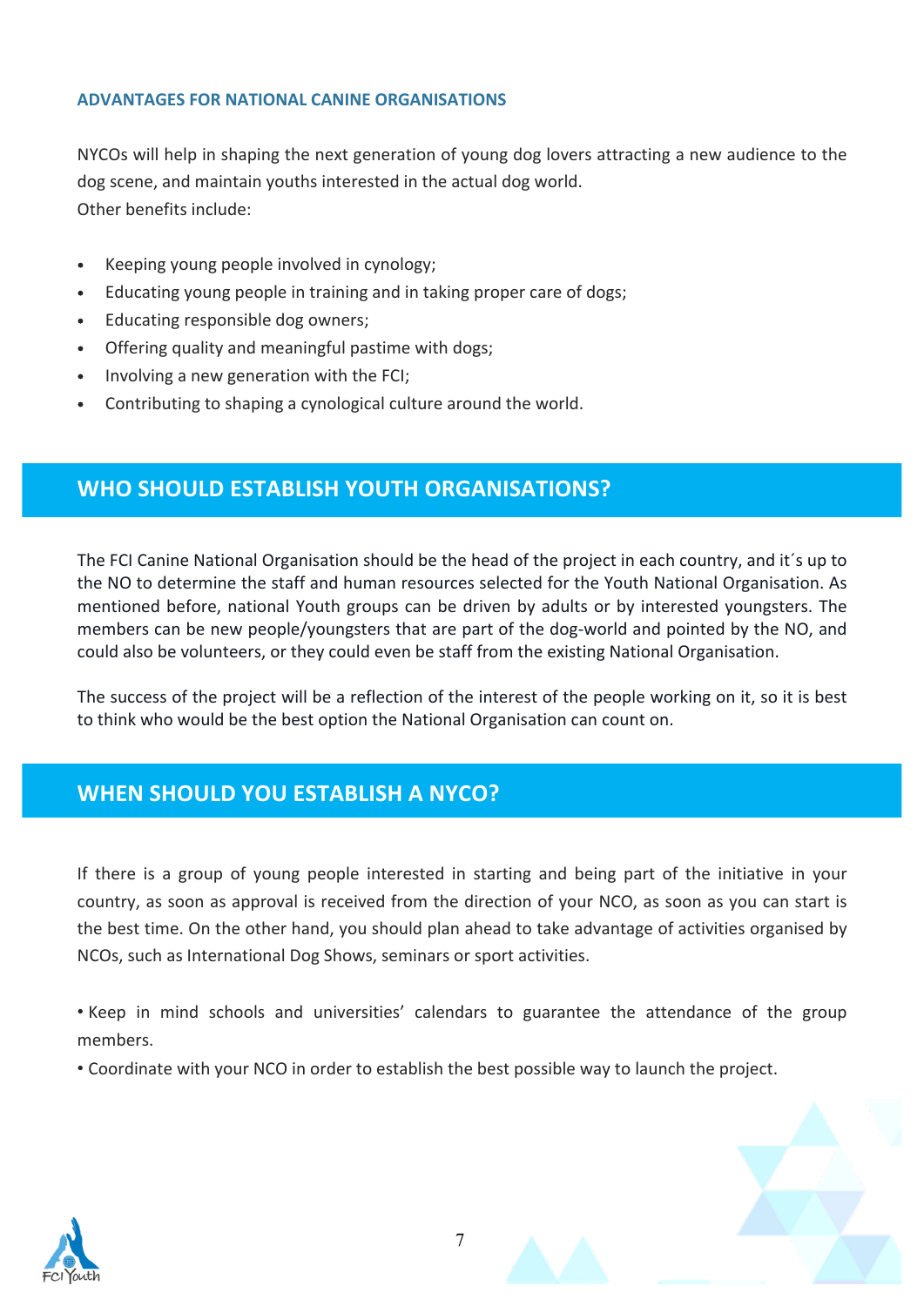### ADVANTAGES FOR NATIONAL CANINE ORGANISATIONS

NYCOs will help in shaping the next generation of young dog lovers attracting a new audience to the dog scene, and maintain youths interested in the actual dog world.
Other benefits include:

- Keeping young people involved in cynology;
- Educating young people in training and in taking proper care of dogs;
- Educating responsible dog owners;
- Offering quality and meaningful pastime with dogs;
- Involving a new generation with the FCI;
- Contributing to shaping a cynological culture around the world.

## WHO SHOULD ESTABLISH YOUTH ORGANISATIONS?

The FCI Canine National Organisation should be the head of the project in each country, and it´s up to the NO to determine the staff and human resources selected for the Youth National Organisation. As mentioned before, national Youth groups can be driven by adults or by interested youngsters. The members can be new people/youngsters that are part of the dog-world and pointed by the NO, and could also be volunteers, or they could even be staff from the existing National Organisation.

The success of the project will be a reflection of the interest of the people working on it, so it is best to think who would be the best option the National Organisation can count on.

## WHEN SHOULD YOU ESTABLISH A NYCO?

If there is a group of young people interested in starting and being part of the initiative in your country, as soon as approval is received from the direction of your NCO, as soon as you can start is the best time. On the other hand, you should plan ahead to take advantage of activities organised by NCOs, such as International Dog Shows, seminars or sport activities.

- Keep in mind schools and universities' calendars to guarantee the attendance of the group members.
- Coordinate with your NCO in order to establish the best possible way to launch the project.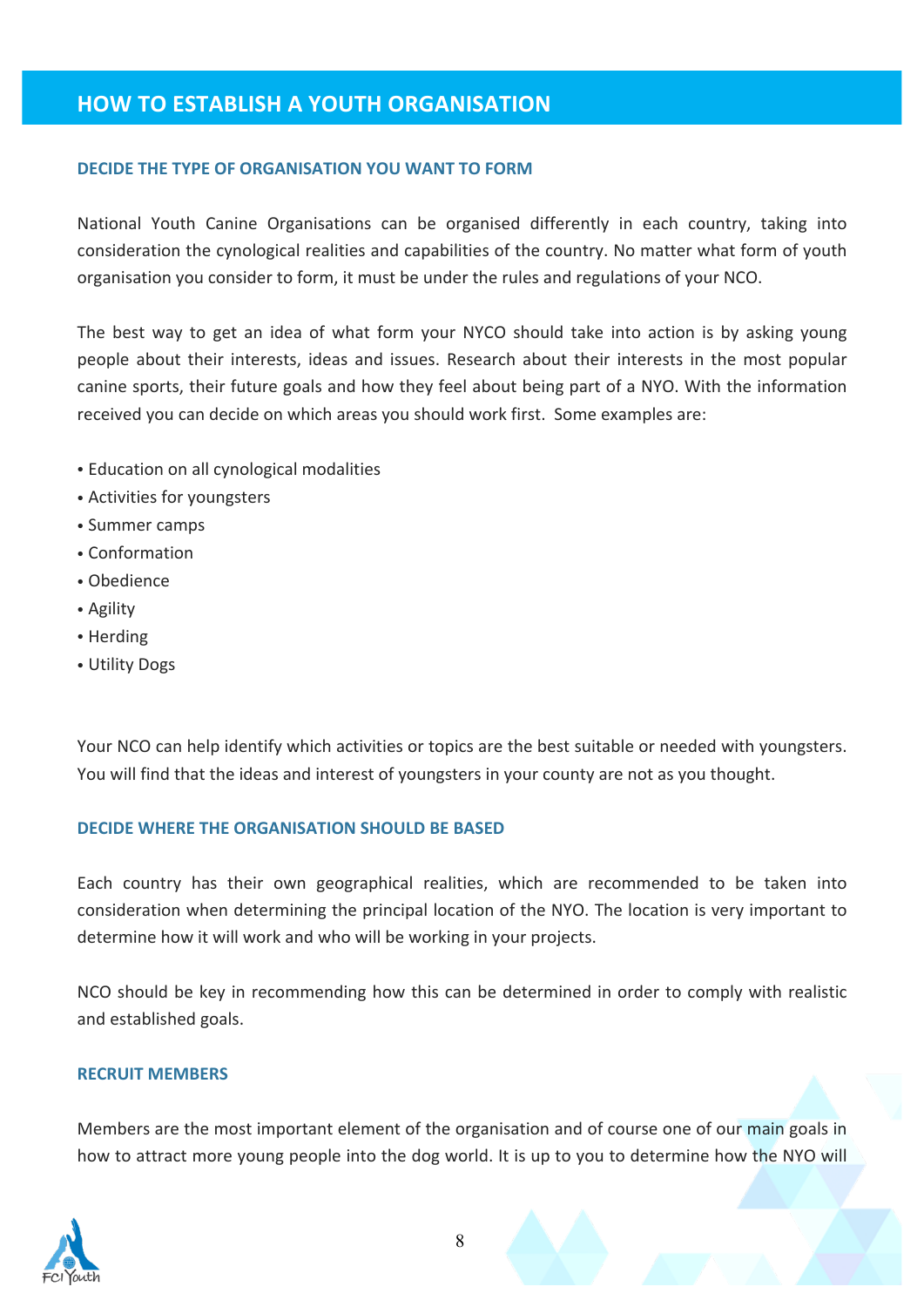# HOW TO ESTABLISH A YOUTH ORGANISATION

### DECIDE THE TYPE OF ORGANISATION YOU WANT TO FORM

National Youth Canine Organisations can be organised differently in each country, taking into consideration the cynological realities and capabilities of the country. No matter what form of youth organisation you consider to form, it must be under the rules and regulations of your NCO.

The best way to get an idea of what form your NYCO should take into action is by asking young people about their interests, ideas and issues. Research about their interests in the most popular canine sports, their future goals and how they feel about being part of a NYO. With the information received you can decide on which areas you should work first. Some examples are:

- Education on all cynological modalities
- Activities for youngsters
- Summer camps
- Conformation
- Obedience
- Agility
- Herding
- Utility Dogs

Your NCO can help identify which activities or topics are the best suitable or needed with youngsters. You will find that the ideas and interest of youngsters in your county are not as you thought.

### DECIDE WHERE THE ORGANISATION SHOULD BE BASED

Each country has their own geographical realities, which are recommended to be taken into consideration when determining the principal location of the NYO. The location is very important to determine how it will work and who will be working in your projects.

NCO should be key in recommending how this can be determined in order to comply with realistic and established goals.

### RECRUIT MEMBERS

Members are the most important element of the organisation and of course one of our main goals in how to attract more young people into the dog world. It is up to you to determine how the NYO will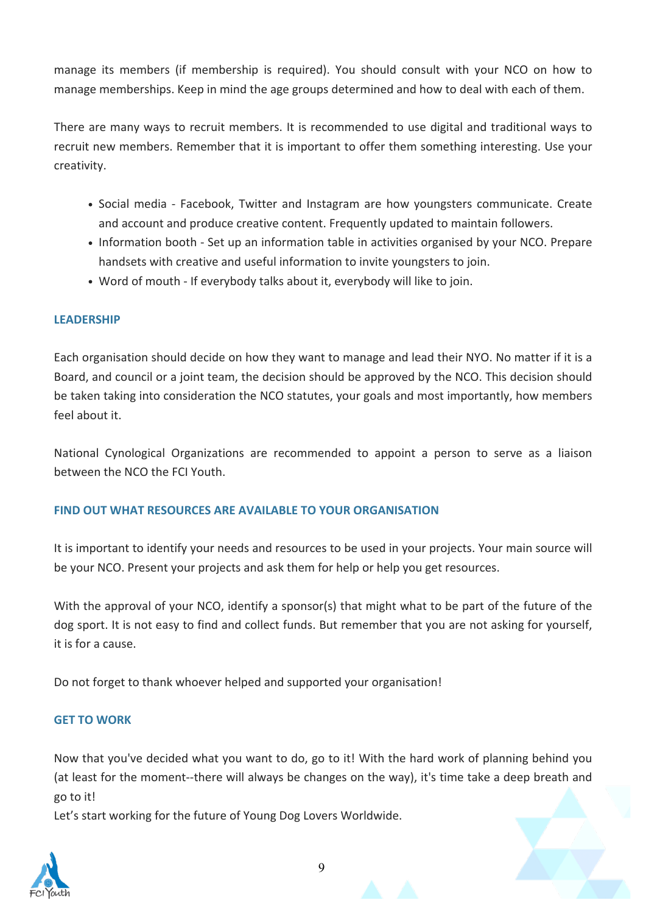manage its members (if membership is required). You should consult with your NCO on how to manage memberships. Keep in mind the age groups determined and how to deal with each of them.

There are many ways to recruit members. It is recommended to use digital and traditional ways to recruit new members. Remember that it is important to offer them something interesting. Use your creativity.

- Social media - Facebook, Twitter and Instagram are how youngsters communicate. Create and account and produce creative content. Frequently updated to maintain followers.
- Information booth - Set up an information table in activities organised by your NCO. Prepare handsets with creative and useful information to invite youngsters to join.
- Word of mouth - If everybody talks about it, everybody will like to join.

#### LEADERSHIP

Each organisation should decide on how they want to manage and lead their NYO. No matter if it is a Board, and council or a joint team, the decision should be approved by the NCO. This decision should be taken taking into consideration the NCO statutes, your goals and most importantly, how members feel about it.

National Cynological Organizations are recommended to appoint a person to serve as a liaison between the NCO the FCI Youth.

#### FIND OUT WHAT RESOURCES ARE AVAILABLE TO YOUR ORGANISATION

It is important to identify your needs and resources to be used in your projects. Your main source will be your NCO. Present your projects and ask them for help or help you get resources.

With the approval of your NCO, identify a sponsor(s) that might what to be part of the future of the dog sport. It is not easy to find and collect funds. But remember that you are not asking for yourself, it is for a cause.

Do not forget to thank whoever helped and supported your organisation!

#### GET TO WORK

Now that you've decided what you want to do, go to it! With the hard work of planning behind you (at least for the moment--there will always be changes on the way), it's time take a deep breath and go to it!
Let’s start working for the future of Young Dog Lovers Worldwide.